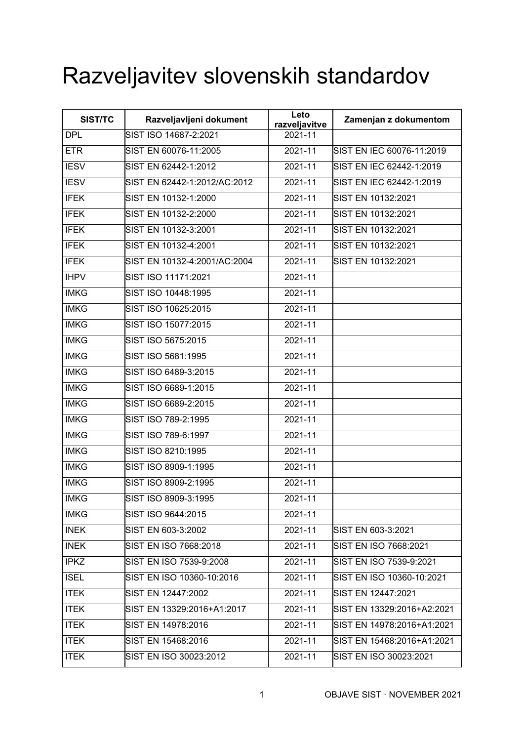# Razveljavitev slovenskih standardov

| SIST/TC | Razveljavljeni dokument | Leto razveljavitve | Zamenjan z dokumentom |
|---|---|---|---|
| DPL | SIST ISO 14687-2:2021 | 2021-11 | |
| ETR | SIST EN 60076-11:2005 | 2021-11 | SIST EN IEC 60076-11:2019 |
| IESV | SIST EN 62442-1:2012 | 2021-11 | SIST EN IEC 62442-1:2019 |
| IESV | SIST EN 62442-1:2012/AC:2012 | 2021-11 | SIST EN IEC 62442-1:2019 |
| IFEK | SIST EN 10132-1:2000 | 2021-11 | SIST EN 10132:2021 |
| IFEK | SIST EN 10132-2:2000 | 2021-11 | SIST EN 10132:2021 |
| IFEK | SIST EN 10132-3:2001 | 2021-11 | SIST EN 10132:2021 |
| IFEK | SIST EN 10132-4:2001 | 2021-11 | SIST EN 10132:2021 |
| IFEK | SIST EN 10132-4:2001/AC:2004 | 2021-11 | SIST EN 10132:2021 |
| IHPV | SIST ISO 11171:2021 | 2021-11 | |
| IMKG | SIST ISO 10448:1995 | 2021-11 | |
| IMKG | SIST ISO 10625:2015 | 2021-11 | |
| IMKG | SIST ISO 15077:2015 | 2021-11 | |
| IMKG | SIST ISO 5675:2015 | 2021-11 | |
| IMKG | SIST ISO 5681:1995 | 2021-11 | |
| IMKG | SIST ISO 6489-3:2015 | 2021-11 | |
| IMKG | SIST ISO 6689-1:2015 | 2021-11 | |
| IMKG | SIST ISO 6689-2:2015 | 2021-11 | |
| IMKG | SIST ISO 789-2:1995 | 2021-11 | |
| IMKG | SIST ISO 789-6:1997 | 2021-11 | |
| IMKG | SIST ISO 8210:1995 | 2021-11 | |
| IMKG | SIST ISO 8909-1:1995 | 2021-11 | |
| IMKG | SIST ISO 8909-2:1995 | 2021-11 | |
| IMKG | SIST ISO 8909-3:1995 | 2021-11 | |
| IMKG | SIST ISO 9644:2015 | 2021-11 | |
| INEK | SIST EN 603-3:2002 | 2021-11 | SIST EN 603-3:2021 |
| INEK | SIST EN ISO 7668:2018 | 2021-11 | SIST EN ISO 7668:2021 |
| IPKZ | SIST EN ISO 7539-9:2008 | 2021-11 | SIST EN ISO 7539-9:2021 |
| ISEL | SIST EN ISO 10360-10:2016 | 2021-11 | SIST EN ISO 10360-10:2021 |
| ITEK | SIST EN 12447:2002 | 2021-11 | SIST EN 12447:2021 |
| ITEK | SIST EN 13329:2016+A1:2017 | 2021-11 | SIST EN 13329:2016+A2:2021 |
| ITEK | SIST EN 14978:2016 | 2021-11 | SIST EN 14978:2016+A1:2021 |
| ITEK | SIST EN 15468:2016 | 2021-11 | SIST EN 15468:2016+A1:2021 |
| ITEK | SIST EN ISO 30023:2012 | 2021-11 | SIST EN ISO 30023:2021 |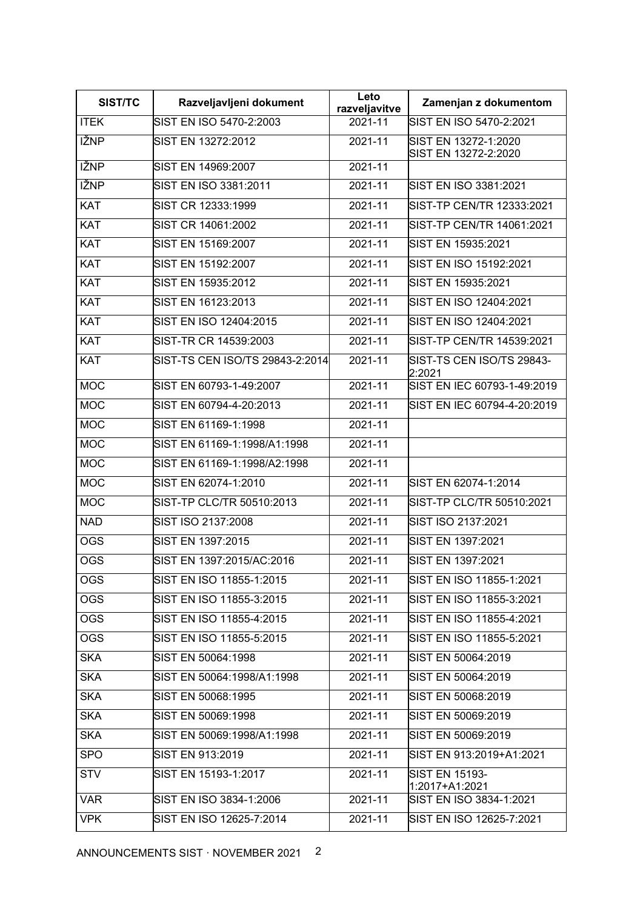| SIST/TC | Razveljavljeni dokument | Leto razveljavitve | Zamenjan z dokumentom |
|---|---|---|---|
| ITEK | SIST EN ISO 5470-2:2003 | 2021-11 | SIST EN ISO 5470-2:2021 |
| IŽNP | SIST EN 13272:2012 | 2021-11 | SIST EN 13272-1:2020<br>SIST EN 13272-2:2020 |
| IŽNP | SIST EN 14969:2007 | 2021-11 | |
| IŽNP | SIST EN ISO 3381:2011 | 2021-11 | SIST EN ISO 3381:2021 |
| KAT | SIST CR 12333:1999 | 2021-11 | SIST-TP CEN/TR 12333:2021 |
| KAT | SIST CR 14061:2002 | 2021-11 | SIST-TP CEN/TR 14061:2021 |
| KAT | SIST EN 15169:2007 | 2021-11 | SIST EN 15935:2021 |
| KAT | SIST EN 15192:2007 | 2021-11 | SIST EN ISO 15192:2021 |
| KAT | SIST EN 15935:2012 | 2021-11 | SIST EN 15935:2021 |
| KAT | SIST EN 16123:2013 | 2021-11 | SIST EN ISO 12404:2021 |
| KAT | SIST EN ISO 12404:2015 | 2021-11 | SIST EN ISO 12404:2021 |
| KAT | SIST-TR CR 14539:2003 | 2021-11 | SIST-TP CEN/TR 14539:2021 |
| KAT | SIST-TS CEN ISO/TS 29843-2:2014 | 2021-11 | SIST-TS CEN ISO/TS 29843-2:2021 |
| MOC | SIST EN 60793-1-49:2007 | 2021-11 | SIST EN IEC 60793-1-49:2019 |
| MOC | SIST EN 60794-4-20:2013 | 2021-11 | SIST EN IEC 60794-4-20:2019 |
| MOC | SIST EN 61169-1:1998 | 2021-11 | |
| MOC | SIST EN 61169-1:1998/A1:1998 | 2021-11 | |
| MOC | SIST EN 61169-1:1998/A2:1998 | 2021-11 | |
| MOC | SIST EN 62074-1:2010 | 2021-11 | SIST EN 62074-1:2014 |
| MOC | SIST-TP CLC/TR 50510:2013 | 2021-11 | SIST-TP CLC/TR 50510:2021 |
| NAD | SIST ISO 2137:2008 | 2021-11 | SIST ISO 2137:2021 |
| OGS | SIST EN 1397:2015 | 2021-11 | SIST EN 1397:2021 |
| OGS | SIST EN 1397:2015/AC:2016 | 2021-11 | SIST EN 1397:2021 |
| OGS | SIST EN ISO 11855-1:2015 | 2021-11 | SIST EN ISO 11855-1:2021 |
| OGS | SIST EN ISO 11855-3:2015 | 2021-11 | SIST EN ISO 11855-3:2021 |
| OGS | SIST EN ISO 11855-4:2015 | 2021-11 | SIST EN ISO 11855-4:2021 |
| OGS | SIST EN ISO 11855-5:2015 | 2021-11 | SIST EN ISO 11855-5:2021 |
| SKA | SIST EN 50064:1998 | 2021-11 | SIST EN 50064:2019 |
| SKA | SIST EN 50064:1998/A1:1998 | 2021-11 | SIST EN 50064:2019 |
| SKA | SIST EN 50068:1995 | 2021-11 | SIST EN 50068:2019 |
| SKA | SIST EN 50069:1998 | 2021-11 | SIST EN 50069:2019 |
| SKA | SIST EN 50069:1998/A1:1998 | 2021-11 | SIST EN 50069:2019 |
| SPO | SIST EN 913:2019 | 2021-11 | SIST EN 913:2019+A1:2021 |
| STV | SIST EN 15193-1:2017 | 2021-11 | SIST EN 15193-1:2017+A1:2021 |
| VAR | SIST EN ISO 3834-1:2006 | 2021-11 | SIST EN ISO 3834-1:2021 |
| VPK | SIST EN ISO 12625-7:2014 | 2021-11 | SIST EN ISO 12625-7:2021 |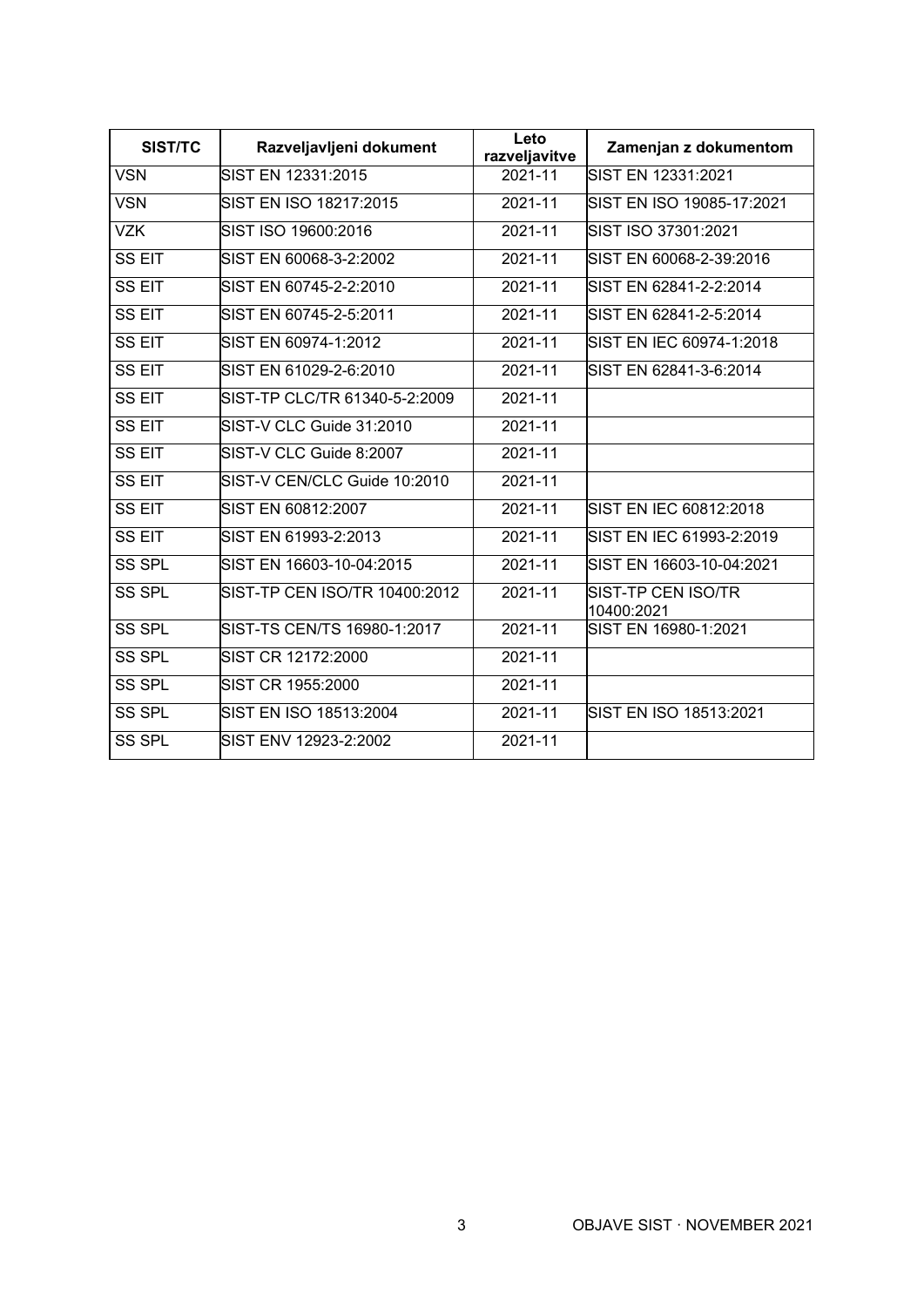| SIST/TC | Razveljavljeni dokument | Leto razveljavitve | Zamenjan z dokumentom |
| --- | --- | --- | --- |
| VSN | SIST EN 12331:2015 | 2021-11 | SIST EN 12331:2021 |
| VSN | SIST EN ISO 18217:2015 | 2021-11 | SIST EN ISO 19085-17:2021 |
| VZK | SIST ISO 19600:2016 | 2021-11 | SIST ISO 37301:2021 |
| SS EIT | SIST EN 60068-3-2:2002 | 2021-11 | SIST EN 60068-2-39:2016 |
| SS EIT | SIST EN 60745-2-2:2010 | 2021-11 | SIST EN 62841-2-2:2014 |
| SS EIT | SIST EN 60745-2-5:2011 | 2021-11 | SIST EN 62841-2-5:2014 |
| SS EIT | SIST EN 60974-1:2012 | 2021-11 | SIST EN IEC 60974-1:2018 |
| SS EIT | SIST EN 61029-2-6:2010 | 2021-11 | SIST EN 62841-3-6:2014 |
| SS EIT | SIST-TP CLC/TR 61340-5-2:2009 | 2021-11 | |
| SS EIT | SIST-V CLC Guide 31:2010 | 2021-11 | |
| SS EIT | SIST-V CLC Guide 8:2007 | 2021-11 | |
| SS EIT | SIST-V CEN/CLC Guide 10:2010 | 2021-11 | |
| SS EIT | SIST EN 60812:2007 | 2021-11 | SIST EN IEC 60812:2018 |
| SS EIT | SIST EN 61993-2:2013 | 2021-11 | SIST EN IEC 61993-2:2019 |
| SS SPL | SIST EN 16603-10-04:2015 | 2021-11 | SIST EN 16603-10-04:2021 |
| SS SPL | SIST-TP CEN ISO/TR 10400:2012 | 2021-11 | SIST-TP CEN ISO/TR 10400:2021 |
| SS SPL | SIST-TS CEN/TS 16980-1:2017 | 2021-11 | SIST EN 16980-1:2021 |
| SS SPL | SIST CR 12172:2000 | 2021-11 | |
| SS SPL | SIST CR 1955:2000 | 2021-11 | |
| SS SPL | SIST EN ISO 18513:2004 | 2021-11 | SIST EN ISO 18513:2021 |
| SS SPL | SIST ENV 12923-2:2002 | 2021-11 | |